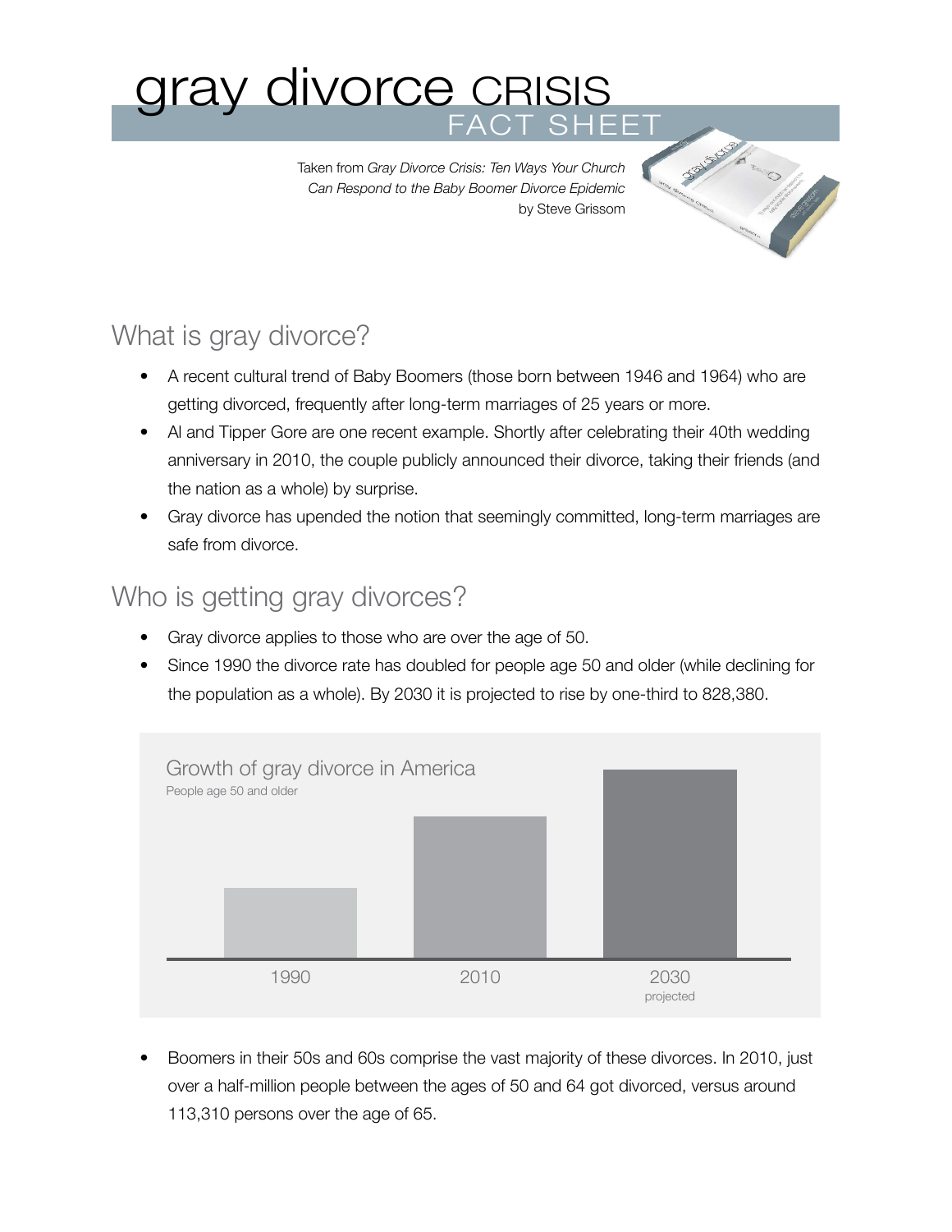# gray divorce CRISIS

## FACT SHEET

Taken from *Gray Divorce Crisis: Ten Ways Your Church Can Respond to the Baby Boomer Divorce Epidemic* by Steve Grissom

## What is gray divorce?

- A recent cultural trend of Baby Boomers (those born between 1946 and 1964) who are getting divorced, frequently after long-term marriages of 25 years or more.
- Al and Tipper Gore are one recent example. Shortly after celebrating their 40th wedding anniversary in 2010, the couple publicly announced their divorce, taking their friends (and the nation as a whole) by surprise.
- Gray divorce has upended the notion that seemingly committed, long-term marriages are safe from divorce.

## Who is getting gray divorces?

- Gray divorce applies to those who are over the age of 50.
- Since 1990 the divorce rate has doubled for people age 50 and older (while declining for the population as a whole). By 2030 it is projected to rise by one-third to 828,380.

Growth of gray divorce in America

People age 50 and older

1990 | 2010 | 2030 projected

- Boomers in their 50s and 60s comprise the vast majority of these divorces. In 2010, just over a half-million people between the ages of 50 and 64 got divorced, versus around 113,310 persons over the age of 65.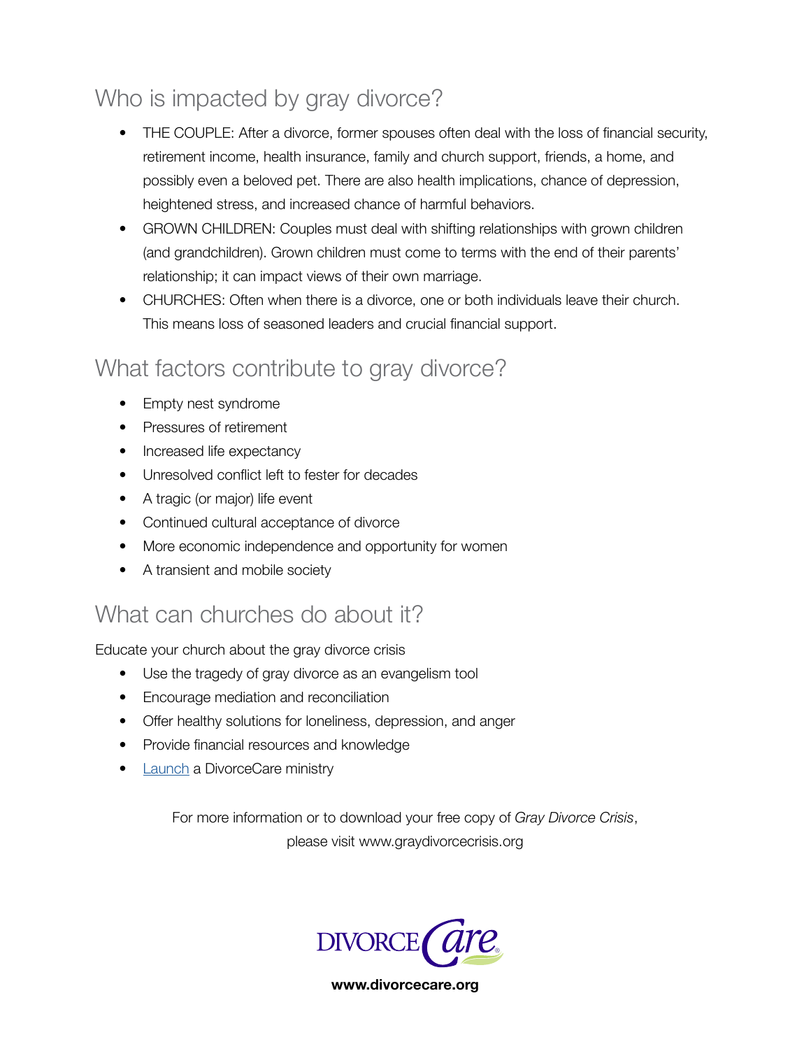## Who is impacted by gray divorce?

- THE COUPLE: After a divorce, former spouses often deal with the loss of financial security, retirement income, health insurance, family and church support, friends, a home, and possibly even a beloved pet. There are also health implications, chance of depression, heightened stress, and increased chance of harmful behaviors.
- GROWN CHILDREN: Couples must deal with shifting relationships with grown children (and grandchildren). Grown children must come to terms with the end of their parents' relationship; it can impact views of their own marriage.
- CHURCHES: Often when there is a divorce, one or both individuals leave their church. This means loss of seasoned leaders and crucial financial support.

## What factors contribute to gray divorce?

- Empty nest syndrome
- Pressures of retirement
- Increased life expectancy
- Unresolved conflict left to fester for decades
- A tragic (or major) life event
- Continued cultural acceptance of divorce
- More economic independence and opportunity for women
- A transient and mobile society

## What can churches do about it?

Educate your church about the gray divorce crisis

- Use the tragedy of gray divorce as an evangelism tool
- Encourage mediation and reconciliation
- Offer healthy solutions for loneliness, depression, and anger
- Provide financial resources and knowledge
- Launch a DivorceCare ministry

For more information or to download your free copy of *Gray Divorce Crisis*, please visit www.graydivorcecrisis.org

DIVORCECare

**www.divorcecare.org**